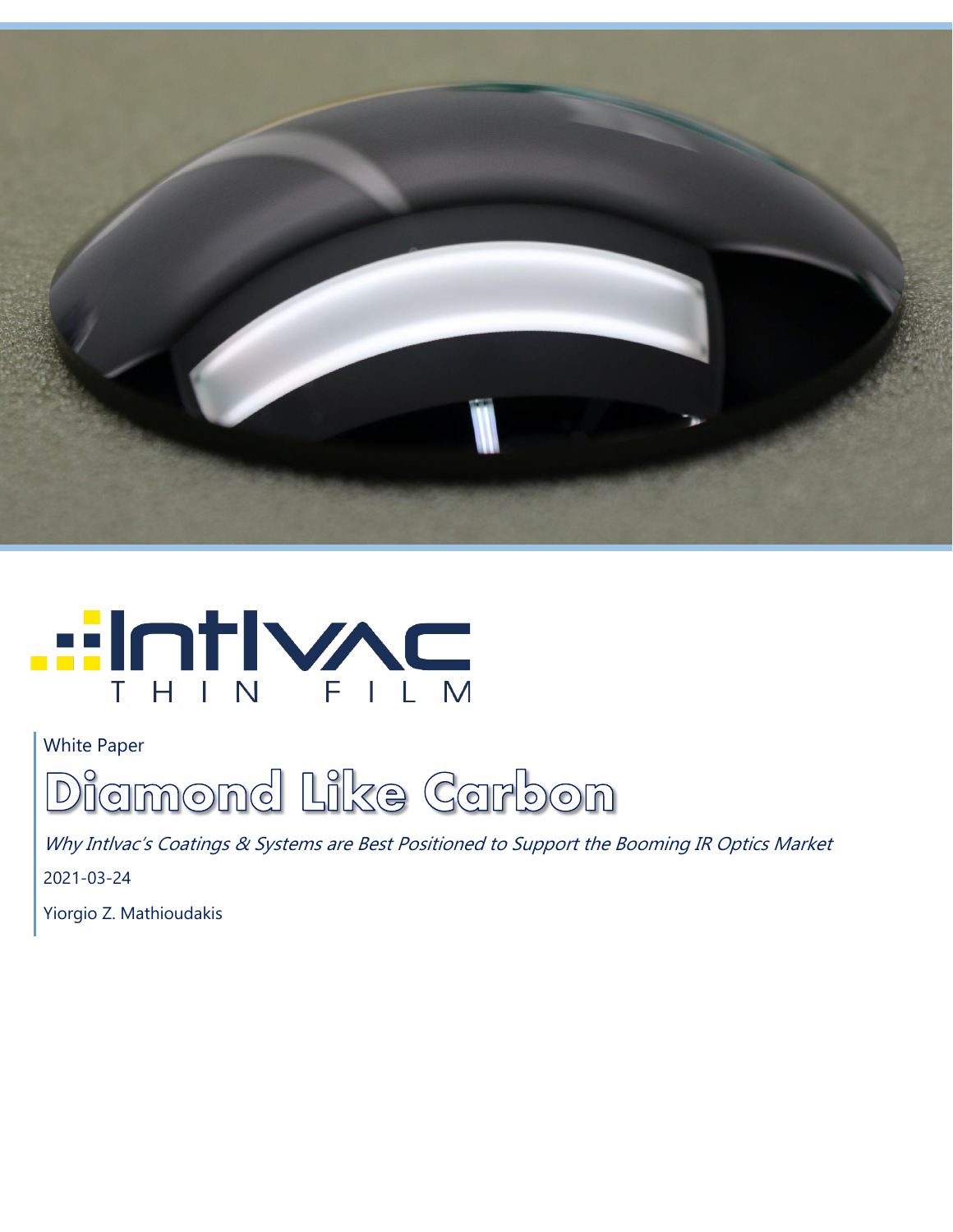Intlvac THIN FILM

White Paper

# Diamond Like Carbon

*Why Intlvac's Coatings & Systems are Best Positioned to Support the Booming IR Optics Market*

2021-03-24

Yiorgio Z. Mathioudakis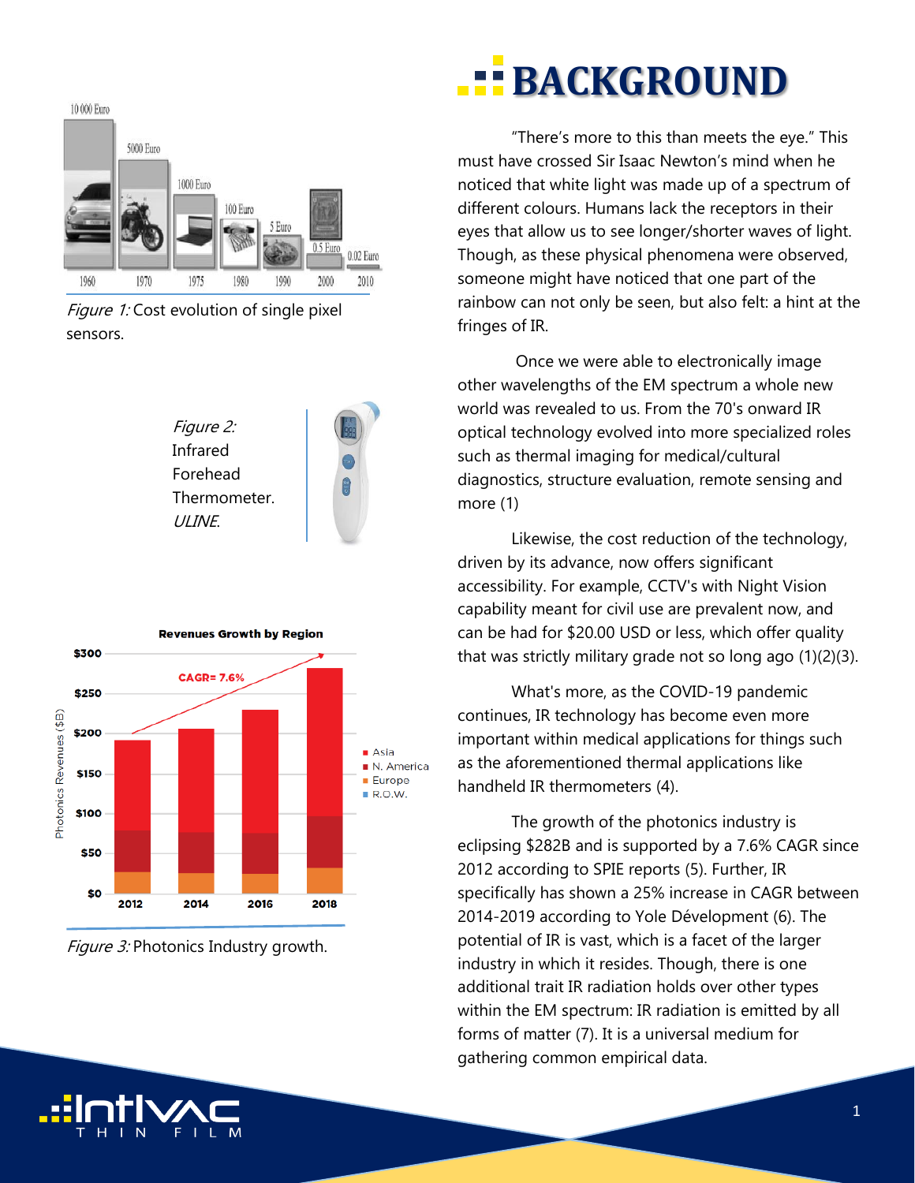# BACKGROUND

"There's more to this than meets the eye." This must have crossed Sir Isaac Newton's mind when he noticed that white light was made up of a spectrum of different colours. Humans lack the receptors in their eyes that allow us to see longer/shorter waves of light. Though, as these physical phenomena were observed, someone might have noticed that one part of the rainbow can not only be seen, but also felt: a hint at the fringes of IR.

Once we were able to electronically image other wavelengths of the EM spectrum a whole new world was revealed to us. From the 70's onward IR optical technology evolved into more specialized roles such as thermal imaging for medical/cultural diagnostics, structure evaluation, remote sensing and more (1)

Likewise, the cost reduction of the technology, driven by its advance, now offers significant accessibility. For example, CCTV's with Night Vision capability meant for civil use are prevalent now, and can be had for $20.00 USD or less, which offer quality that was strictly military grade not so long ago (1)(2)(3).

What's more, as the COVID-19 pandemic continues, IR technology has become even more important within medical applications for things such as the aforementioned thermal applications like handheld IR thermometers (4).

The growth of the photonics industry is eclipsing $282B and is supported by a 7.6% CAGR since 2012 according to SPIE reports (5). Further, IR specifically has shown a 25% increase in CAGR between 2014-2019 according to Yole Dévelopment (6). The potential of IR is vast, which is a facet of the larger industry in which it resides. Though, there is one additional trait IR radiation holds over other types within the EM spectrum: IR radiation is emitted by all forms of matter (7). It is a universal medium for gathering common empirical data.

*Figure 1:* Cost evolution of single pixel sensors.

*Figure 2:* Infrared Forehead Thermometer. *ULINE.*

*Figure 3:* Photonics Industry growth.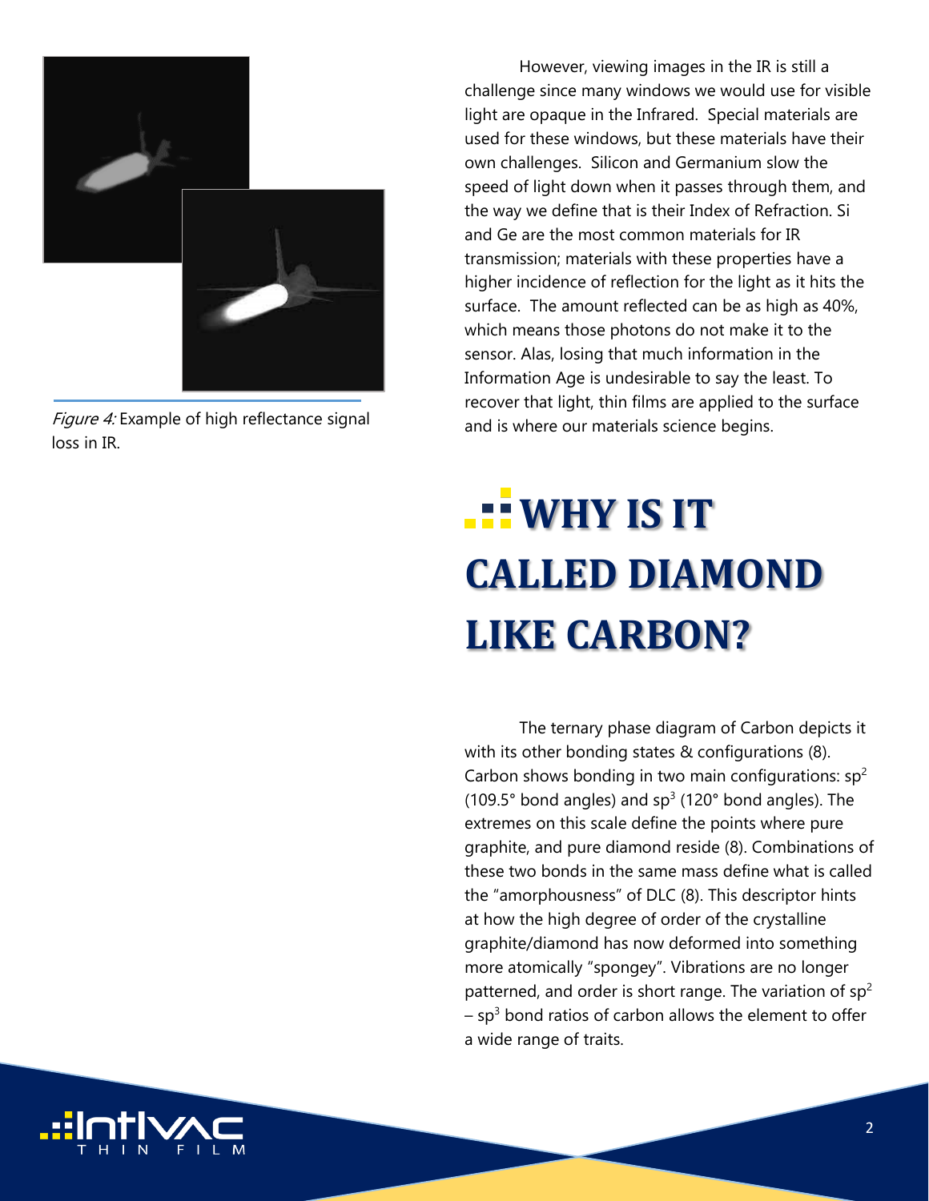*Figure 4:* Example of high reflectance signal loss in IR.

However, viewing images in the IR is still a challenge since many windows we would use for visible light are opaque in the Infrared. Special materials are used for these windows, but these materials have their own challenges. Silicon and Germanium slow the speed of light down when it passes through them, and the way we define that is their Index of Refraction. Si and Ge are the most common materials for IR transmission; materials with these properties have a higher incidence of reflection for the light as it hits the surface. The amount reflected can be as high as 40%, which means those photons do not make it to the sensor. Alas, losing that much information in the Information Age is undesirable to say the least. To recover that light, thin films are applied to the surface and is where our materials science begins.

# WHY IS IT CALLED DIAMOND LIKE CARBON?

The ternary phase diagram of Carbon depicts it with its other bonding states & configurations (8). Carbon shows bonding in two main configurations: $sp^2$ (109.5° bond angles) and $sp^3$ (120° bond angles). The extremes on this scale define the points where pure graphite, and pure diamond reside (8). Combinations of these two bonds in the same mass define what is called the "amorphousness" of DLC (8). This descriptor hints at how the high degree of order of the crystalline graphite/diamond has now deformed into something more atomically "spongey". Vibrations are no longer patterned, and order is short range. The variation of $sp^2$ – $sp^3$ bond ratios of carbon allows the element to offer a wide range of traits.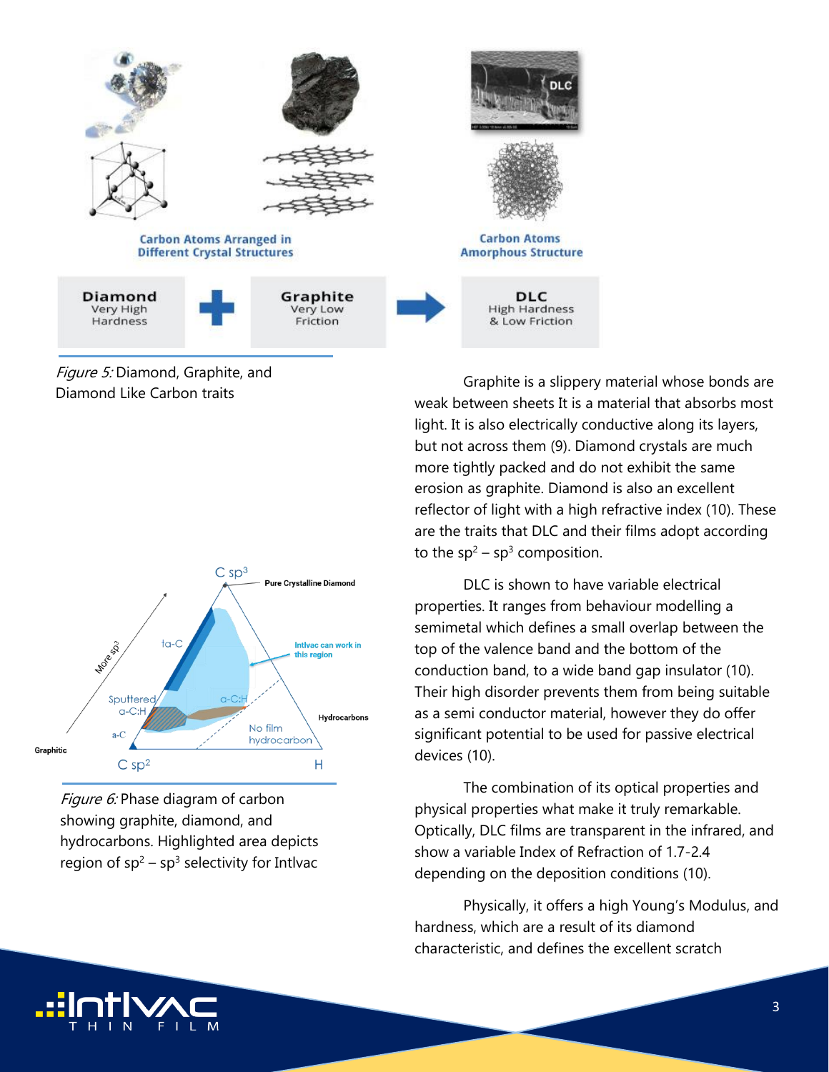*Figure 5:* Diamond, Graphite, and Diamond Like Carbon traits

*Figure 6:* Phase diagram of carbon showing graphite, diamond, and hydrocarbons. Highlighted area depicts region of $sp^2 - sp^3$ selectivity for Intlvac

Graphite is a slippery material whose bonds are weak between sheets It is a material that absorbs most light. It is also electrically conductive along its layers, but not across them (9). Diamond crystals are much more tightly packed and do not exhibit the same erosion as graphite. Diamond is also an excellent reflector of light with a high refractive index (10). These are the traits that DLC and their films adopt according to the $sp^2 - sp^3$ composition.

DLC is shown to have variable electrical properties. It ranges from behaviour modelling a semimetal which defines a small overlap between the top of the valence band and the bottom of the conduction band, to a wide band gap insulator (10). Their high disorder prevents them from being suitable as a semi conductor material, however they do offer significant potential to be used for passive electrical devices (10).

The combination of its optical properties and physical properties what make it truly remarkable. Optically, DLC films are transparent in the infrared, and show a variable Index of Refraction of 1.7-2.4 depending on the deposition conditions (10).

Physically, it offers a high Young's Modulus, and hardness, which are a result of its diamond characteristic, and defines the excellent scratch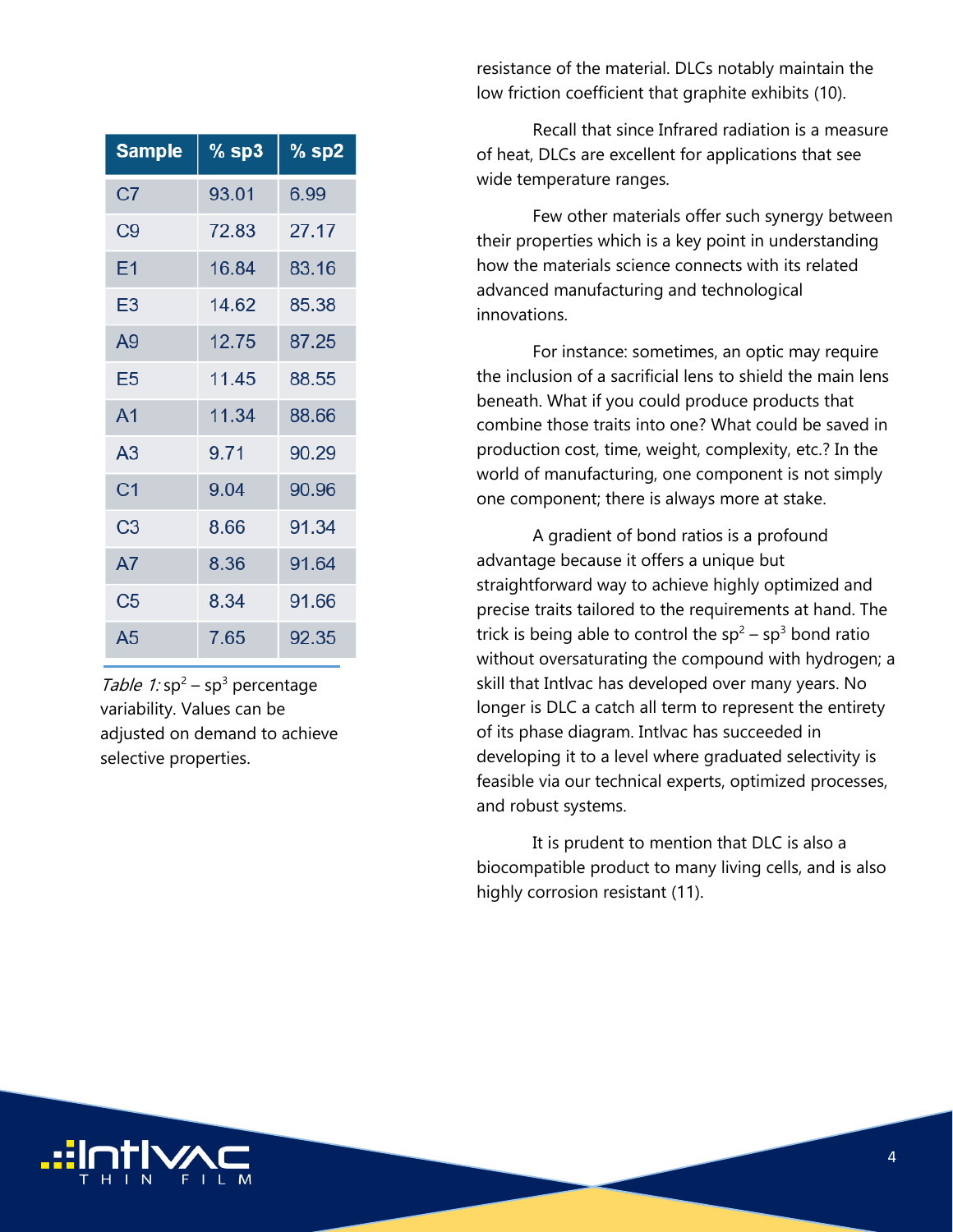| Sample | % sp3 | % sp2 |
|---|---|---|
| C7 | 93.01 | 6.99 |
| C9 | 72.83 | 27.17 |
| E1 | 16.84 | 83.16 |
| E3 | 14.62 | 85.38 |
| A9 | 12.75 | 87.25 |
| E5 | 11.45 | 88.55 |
| A1 | 11.34 | 88.66 |
| A3 | 9.71 | 90.29 |
| C1 | 9.04 | 90.96 |
| C3 | 8.66 | 91.34 |
| A7 | 8.36 | 91.64 |
| C5 | 8.34 | 91.66 |
| A5 | 7.65 | 92.35 |

*Table 1:* $sp^2 - sp^3$ percentage variability. Values can be adjusted on demand to achieve selective properties.

resistance of the material. DLCs notably maintain the low friction coefficient that graphite exhibits (10).

Recall that since Infrared radiation is a measure of heat, DLCs are excellent for applications that see wide temperature ranges.

Few other materials offer such synergy between their properties which is a key point in understanding how the materials science connects with its related advanced manufacturing and technological innovations.

For instance: sometimes, an optic may require the inclusion of a sacrificial lens to shield the main lens beneath. What if you could produce products that combine those traits into one? What could be saved in production cost, time, weight, complexity, etc.? In the world of manufacturing, one component is not simply one component; there is always more at stake.

A gradient of bond ratios is a profound advantage because it offers a unique but straightforward way to achieve highly optimized and precise traits tailored to the requirements at hand. The trick is being able to control the $sp^2 - sp^3$ bond ratio without oversaturating the compound with hydrogen; a skill that Intlvac has developed over many years. No longer is DLC a catch all term to represent the entirety of its phase diagram. Intlvac has succeeded in developing it to a level where graduated selectivity is feasible via our technical experts, optimized processes, and robust systems.

It is prudent to mention that DLC is also a biocompatible product to many living cells, and is also highly corrosion resistant (11).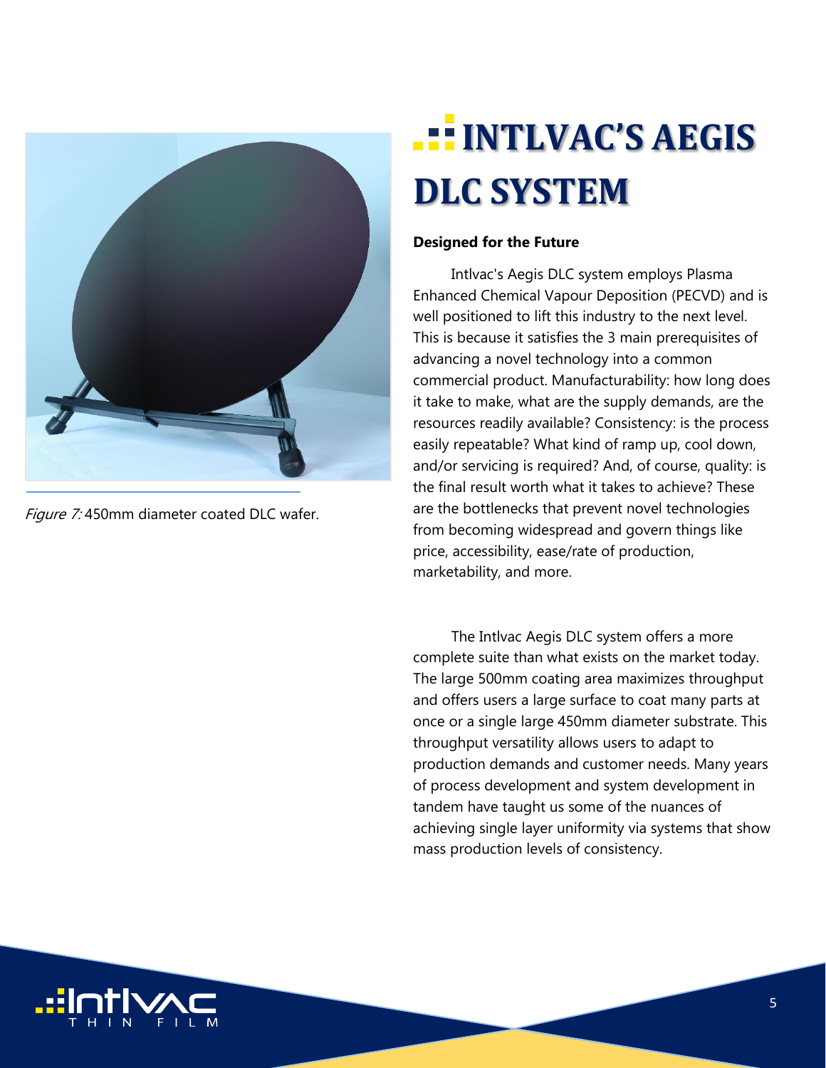Figure 7: 450mm diameter coated DLC wafer.

# INTLVAC'S AEGIS DLC SYSTEM

**Designed for the Future**

Intlvac's Aegis DLC system employs Plasma Enhanced Chemical Vapour Deposition (PECVD) and is well positioned to lift this industry to the next level. This is because it satisfies the 3 main prerequisites of advancing a novel technology into a common commercial product. Manufacturability: how long does it take to make, what are the supply demands, are the resources readily available? Consistency: is the process easily repeatable? What kind of ramp up, cool down, and/or servicing is required? And, of course, quality: is the final result worth what it takes to achieve? These are the bottlenecks that prevent novel technologies from becoming widespread and govern things like price, accessibility, ease/rate of production, marketability, and more.

The Intlvac Aegis DLC system offers a more complete suite than what exists on the market today. The large 500mm coating area maximizes throughput and offers users a large surface to coat many parts at once or a single large 450mm diameter substrate. This throughput versatility allows users to adapt to production demands and customer needs. Many years of process development and system development in tandem have taught us some of the nuances of achieving single layer uniformity via systems that show mass production levels of consistency.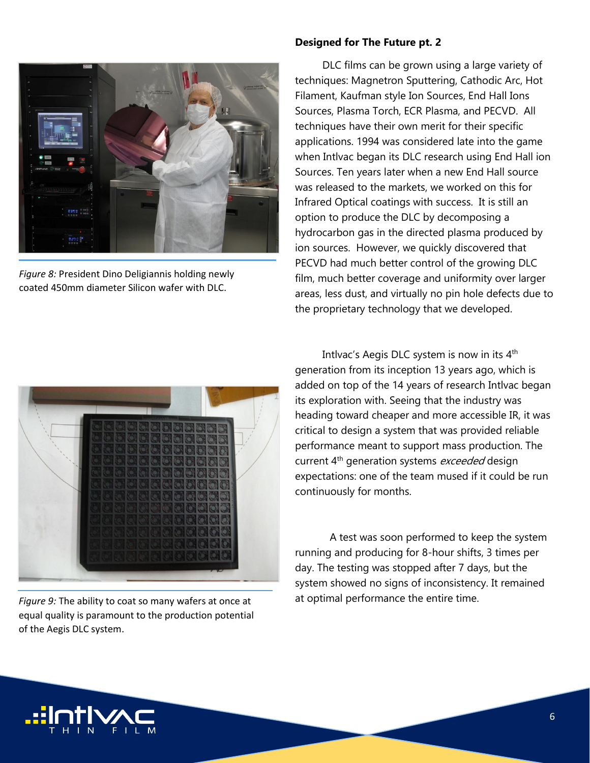## Designed for The Future pt. 2

DLC films can be grown using a large variety of techniques: Magnetron Sputtering, Cathodic Arc, Hot Filament, Kaufman style Ion Sources, End Hall Ions Sources, Plasma Torch, ECR Plasma, and PECVD. All techniques have their own merit for their specific applications. 1994 was considered late into the game when Intlvac began its DLC research using End Hall ion Sources. Ten years later when a new End Hall source was released to the markets, we worked on this for Infrared Optical coatings with success. It is still an option to produce the DLC by decomposing a hydrocarbon gas in the directed plasma produced by ion sources. However, we quickly discovered that PECVD had much better control of the growing DLC film, much better coverage and uniformity over larger areas, less dust, and virtually no pin hole defects due to the proprietary technology that we developed.

*Figure 8:* President Dino Deligiannis holding newly coated 450mm diameter Silicon wafer with DLC.

Intlvac's Aegis DLC system is now in its 4th generation from its inception 13 years ago, which is added on top of the 14 years of research Intlvac began its exploration with. Seeing that the industry was heading toward cheaper and more accessible IR, it was critical to design a system that was provided reliable performance meant to support mass production. The current 4th generation systems *exceeded* design expectations: one of the team mused if it could be run continuously for months.

A test was soon performed to keep the system running and producing for 8-hour shifts, 3 times per day. The testing was stopped after 7 days, but the system showed no signs of inconsistency. It remained at optimal performance the entire time.

*Figure 9:* The ability to coat so many wafers at once at equal quality is paramount to the production potential of the Aegis DLC system.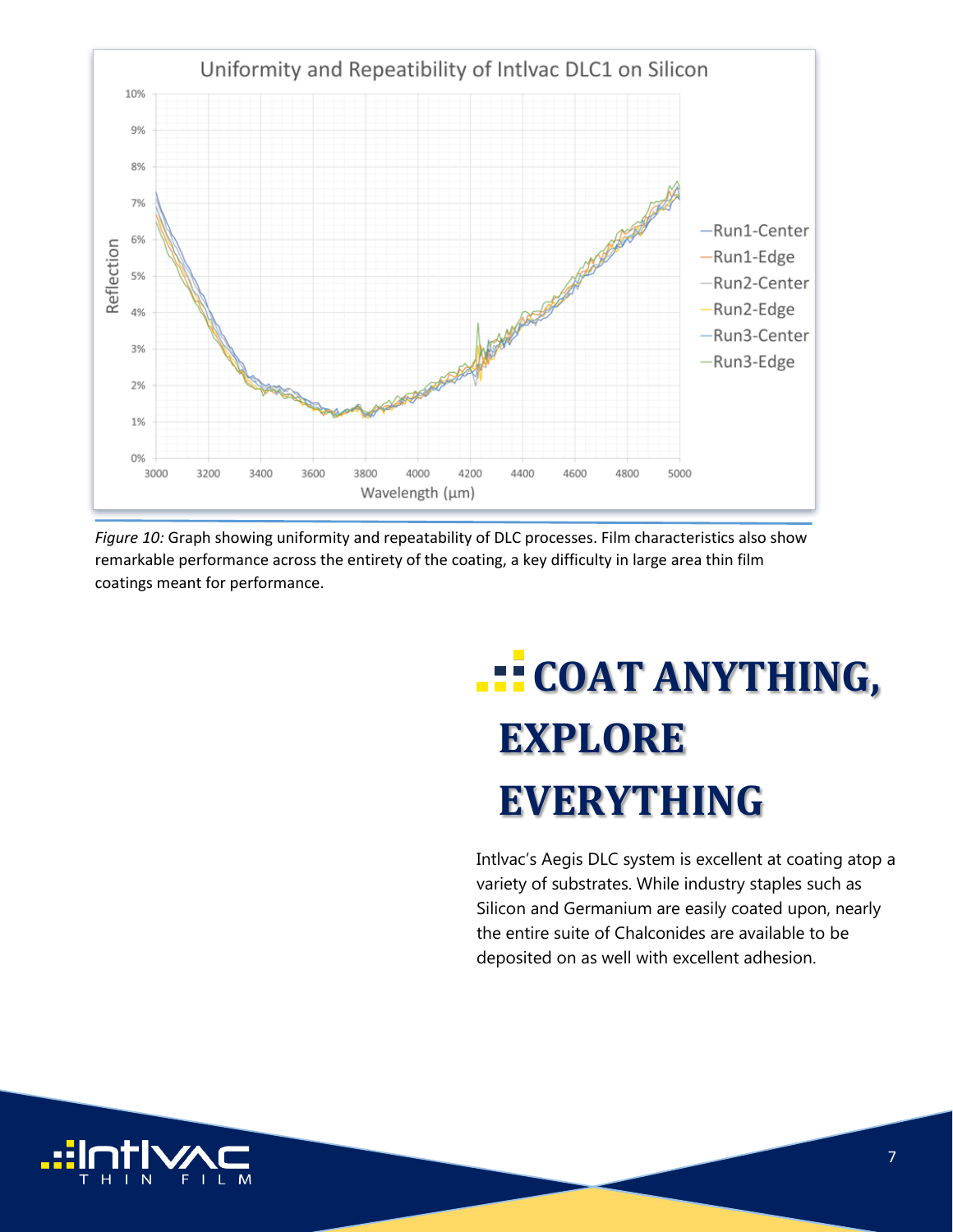Figure 10: Graph showing uniformity and repeatability of DLC processes. Film characteristics also show remarkable performance across the entirety of the coating, a key difficulty in large area thin film coatings meant for performance.

# COAT ANYTHING, EXPLORE EVERYTHING

Intlvac's Aegis DLC system is excellent at coating atop a variety of substrates. While industry staples such as Silicon and Germanium are easily coated upon, nearly the entire suite of Chalconides are available to be deposited on as well with excellent adhesion.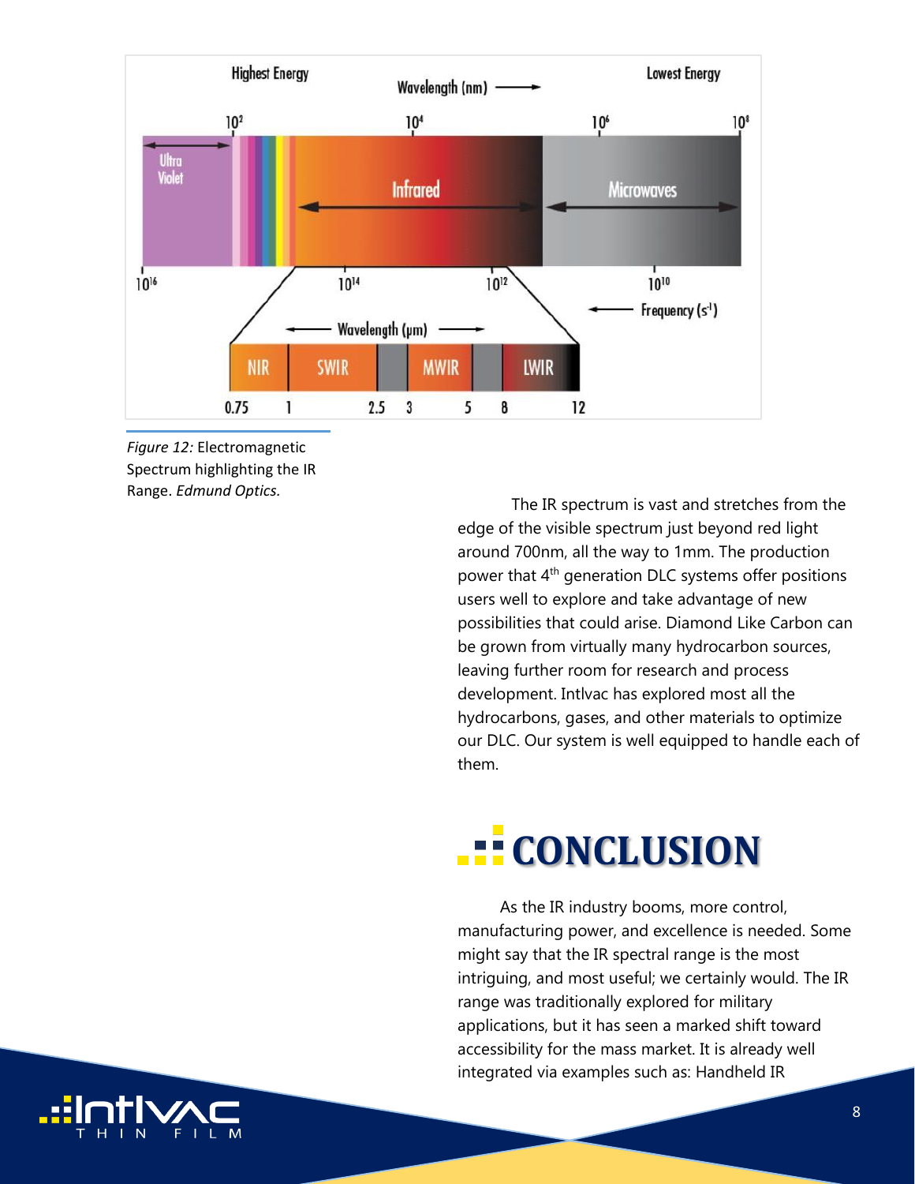*Figure 12:* Electromagnetic Spectrum highlighting the IR Range. *Edmund Optics.*

The IR spectrum is vast and stretches from the edge of the visible spectrum just beyond red light around 700nm, all the way to 1mm. The production power that 4th generation DLC systems offer positions users well to explore and take advantage of new possibilities that could arise. Diamond Like Carbon can be grown from virtually many hydrocarbon sources, leaving further room for research and process development. Intlvac has explored most all the hydrocarbons, gases, and other materials to optimize our DLC. Our system is well equipped to handle each of them.

# CONCLUSION

As the IR industry booms, more control, manufacturing power, and excellence is needed. Some might say that the IR spectral range is the most intriguing, and most useful; we certainly would. The IR range was traditionally explored for military applications, but it has seen a marked shift toward accessibility for the mass market. It is already well integrated via examples such as: Handheld IR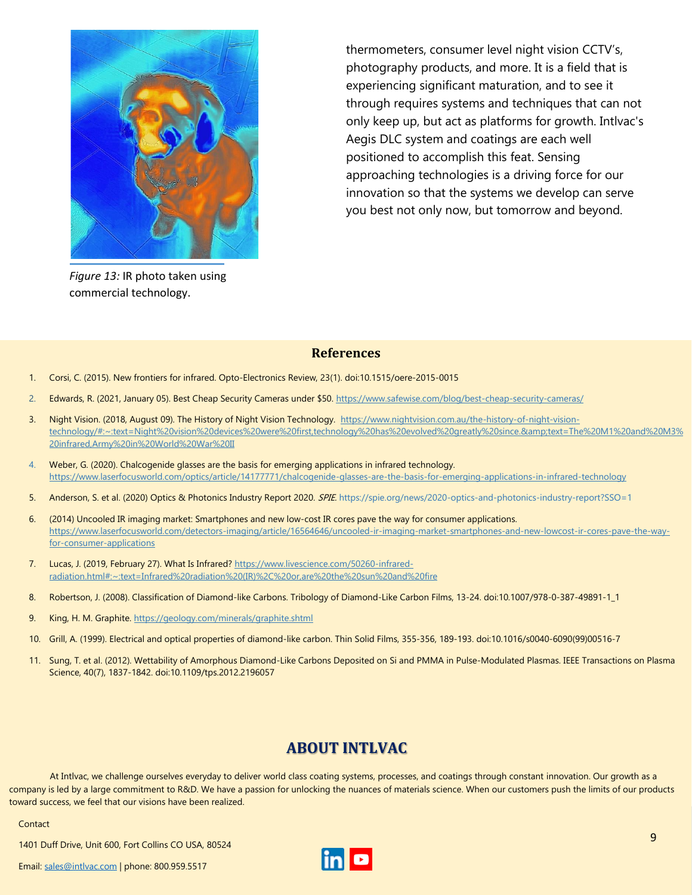thermometers, consumer level night vision CCTV's, photography products, and more. It is a field that is experiencing significant maturation, and to see it through requires systems and techniques that can not only keep up, but act as platforms for growth. Intlvac's Aegis DLC system and coatings are each well positioned to accomplish this feat. Sensing approaching technologies is a driving force for our innovation so that the systems we develop can serve you best not only now, but tomorrow and beyond.

*Figure 13:* IR photo taken using commercial technology.

## References

1. Corsi, C. (2015). New frontiers for infrared. Opto-Electronics Review, 23(1). doi:10.1515/oere-2015-0015
2. Edwards, R. (2021, January 05). Best Cheap Security Cameras under $50. https://www.safewise.com/blog/best-cheap-security-cameras/
3. Night Vision. (2018, August 09). The History of Night Vision Technology. https://www.nightvision.com.au/the-history-of-night-vision-technology/#:~:text=Night%20vision%20devices%20were%20first,technology%20has%20evolved%20greatly%20since.&amp;text=The%20M1%20and%20M3%20infrared,Army%20in%20World%20War%20II
4. Weber, G. (2020). Chalcogenide glasses are the basis for emerging applications in infrared technology. https://www.laserfocusworld.com/optics/article/14177771/chalcogenide-glasses-are-the-basis-for-emerging-applications-in-infrared-technology
5. Anderson, S. et al. (2020) Optics & Photonics Industry Report 2020. *SPIE.* https://spie.org/news/2020-optics-and-photonics-industry-report?SSO=1
6. (2014) Uncooled IR imaging market: Smartphones and new low-cost IR cores pave the way for consumer applications. https://www.laserfocusworld.com/detectors-imaging/article/16564646/uncooled-ir-imaging-market-smartphones-and-new-lowcost-ir-cores-pave-the-way-for-consumer-applications
7. Lucas, J. (2019, February 27). What Is Infrared? https://www.livescience.com/50260-infrared-radiation.html#:~:text=Infrared%20radiation%20(IR)%2C%20or,are%20the%20sun%20and%20fire
8. Robertson, J. (2008). Classification of Diamond-like Carbons. Tribology of Diamond-Like Carbon Films, 13-24. doi:10.1007/978-0-387-49891-1_1
9. King, H. M. Graphite. https://geology.com/minerals/graphite.shtml
10. Grill, A. (1999). Electrical and optical properties of diamond-like carbon. Thin Solid Films, 355-356, 189-193. doi:10.1016/s0040-6090(99)00516-7
11. Sung, T. et al. (2012). Wettability of Amorphous Diamond-Like Carbons Deposited on Si and PMMA in Pulse-Modulated Plasmas. IEEE Transactions on Plasma Science, 40(7), 1837-1842. doi:10.1109/tps.2012.2196057

## ABOUT INTLVAC

At Intlvac, we challenge ourselves everyday to deliver world class coating systems, processes, and coatings through constant innovation. Our growth as a company is led by a large commitment to R&D. We have a passion for unlocking the nuances of materials science. When our customers push the limits of our products toward success, we feel that our visions have been realized.

Contact

1401 Duff Drive, Unit 600, Fort Collins CO USA, 80524

Email: sales@intlvac.com | phone: 800.959.5517